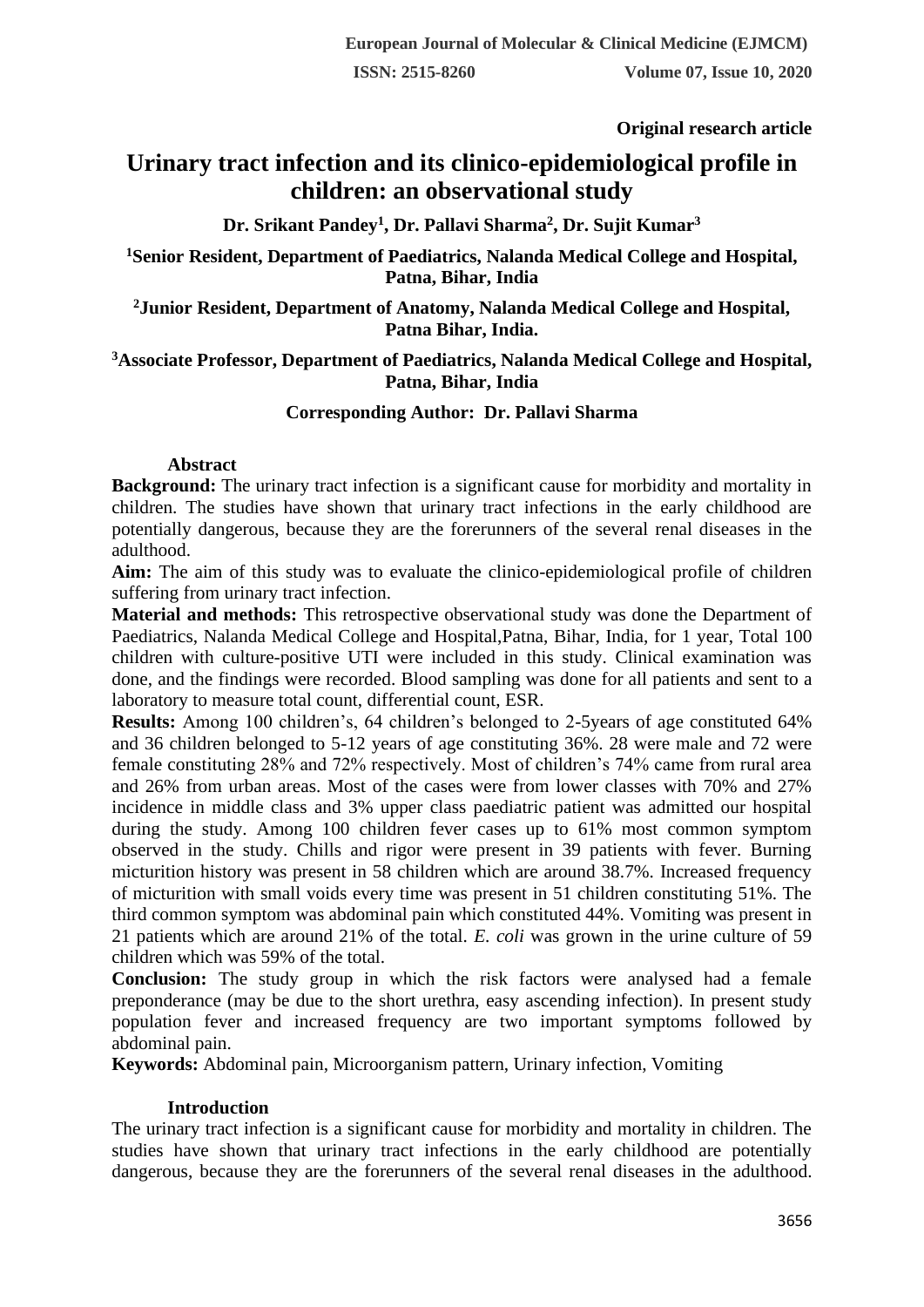**Original research article**

# Urinary tract infection and its clinico-epidemiological profile in children: an observational study

**Dr. Srikant Pandey[1], Dr. Pallavi Sharma[2], Dr. Sujit Kumar[3]**

**[1]Senior Resident, Department of Paediatrics, Nalanda Medical College and Hospital, Patna, Bihar, India**

**[2]Junior Resident, Department of Anatomy, Nalanda Medical College and Hospital, Patna Bihar, India.**

**[3]Associate Professor, Department of Paediatrics, Nalanda Medical College and Hospital, Patna, Bihar, India**

**Corresponding Author: Dr. Pallavi Sharma**

## Abstract

**Background:** The urinary tract infection is a significant cause for morbidity and mortality in children. The studies have shown that urinary tract infections in the early childhood are potentially dangerous, because they are the forerunners of the several renal diseases in the adulthood.

**Aim:** The aim of this study was to evaluate the clinico-epidemiological profile of children suffering from urinary tract infection.

**Material and methods:** This retrospective observational study was done the Department of Paediatrics, Nalanda Medical College and Hospital,Patna, Bihar, India, for 1 year, Total 100 children with culture-positive UTI were included in this study. Clinical examination was done, and the findings were recorded. Blood sampling was done for all patients and sent to a laboratory to measure total count, differential count, ESR.

**Results:** Among 100 children's, 64 children's belonged to 2-5years of age constituted 64% and 36 children belonged to 5-12 years of age constituting 36%. 28 were male and 72 were female constituting 28% and 72% respectively. Most of children's 74% came from rural area and 26% from urban areas. Most of the cases were from lower classes with 70% and 27% incidence in middle class and 3% upper class paediatric patient was admitted our hospital during the study. Among 100 children fever cases up to 61% most common symptom observed in the study. Chills and rigor were present in 39 patients with fever. Burning micturition history was present in 58 children which are around 38.7%. Increased frequency of micturition with small voids every time was present in 51 children constituting 51%. The third common symptom was abdominal pain which constituted 44%. Vomiting was present in 21 patients which are around 21% of the total. *E. coli* was grown in the urine culture of 59 children which was 59% of the total.

**Conclusion:** The study group in which the risk factors were analysed had a female preponderance (may be due to the short urethra, easy ascending infection). In present study population fever and increased frequency are two important symptoms followed by abdominal pain.

**Keywords:** Abdominal pain, Microorganism pattern, Urinary infection, Vomiting

## Introduction

The urinary tract infection is a significant cause for morbidity and mortality in children. The studies have shown that urinary tract infections in the early childhood are potentially dangerous, because they are the forerunners of the several renal diseases in the adulthood.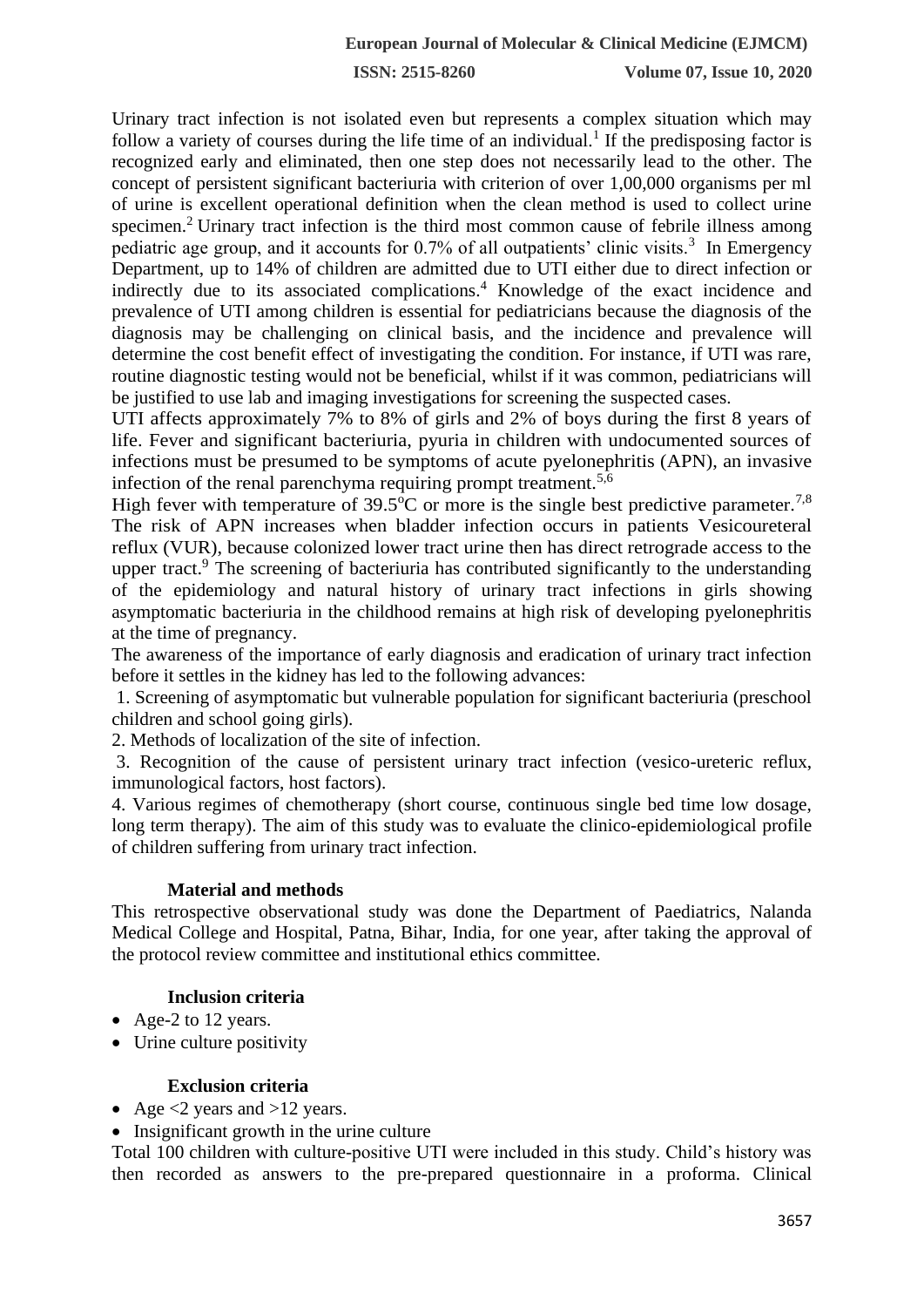Urinary tract infection is not isolated even but represents a complex situation which may follow a variety of courses during the life time of an individual.[1] If the predisposing factor is recognized early and eliminated, then one step does not necessarily lead to the other. The concept of persistent significant bacteriuria with criterion of over 1,00,000 organisms per ml of urine is excellent operational definition when the clean method is used to collect urine specimen.[2] Urinary tract infection is the third most common cause of febrile illness among pediatric age group, and it accounts for 0.7% of all outpatients' clinic visits.[3] In Emergency Department, up to 14% of children are admitted due to UTI either due to direct infection or indirectly due to its associated complications.[4] Knowledge of the exact incidence and prevalence of UTI among children is essential for pediatricians because the diagnosis of the diagnosis may be challenging on clinical basis, and the incidence and prevalence will determine the cost benefit effect of investigating the condition. For instance, if UTI was rare, routine diagnostic testing would not be beneficial, whilst if it was common, pediatricians will be justified to use lab and imaging investigations for screening the suspected cases.

UTI affects approximately 7% to 8% of girls and 2% of boys during the first 8 years of life. Fever and significant bacteriuria, pyuria in children with undocumented sources of infections must be presumed to be symptoms of acute pyelonephritis (APN), an invasive infection of the renal parenchyma requiring prompt treatment.[5,6]

High fever with temperature of 39.5°C or more is the single best predictive parameter.[7,8] The risk of APN increases when bladder infection occurs in patients Vesicoureteral reflux (VUR), because colonized lower tract urine then has direct retrograde access to the upper tract.[9] The screening of bacteriuria has contributed significantly to the understanding of the epidemiology and natural history of urinary tract infections in girls showing asymptomatic bacteriuria in the childhood remains at high risk of developing pyelonephritis at the time of pregnancy.

The awareness of the importance of early diagnosis and eradication of urinary tract infection before it settles in the kidney has led to the following advances:

1. Screening of asymptomatic but vulnerable population for significant bacteriuria (preschool children and school going girls).
2. Methods of localization of the site of infection.
3. Recognition of the cause of persistent urinary tract infection (vesico-ureteric reflux, immunological factors, host factors).
4. Various regimes of chemotherapy (short course, continuous single bed time low dosage, long term therapy). The aim of this study was to evaluate the clinico-epidemiological profile of children suffering from urinary tract infection.

## Material and methods

This retrospective observational study was done the Department of Paediatrics, Nalanda Medical College and Hospital, Patna, Bihar, India, for one year, after taking the approval of the protocol review committee and institutional ethics committee.

### Inclusion criteria

- Age-2 to 12 years.
- Urine culture positivity

### Exclusion criteria

- Age <2 years and >12 years.
- Insignificant growth in the urine culture

Total 100 children with culture-positive UTI were included in this study. Child's history was then recorded as answers to the pre-prepared questionnaire in a proforma. Clinical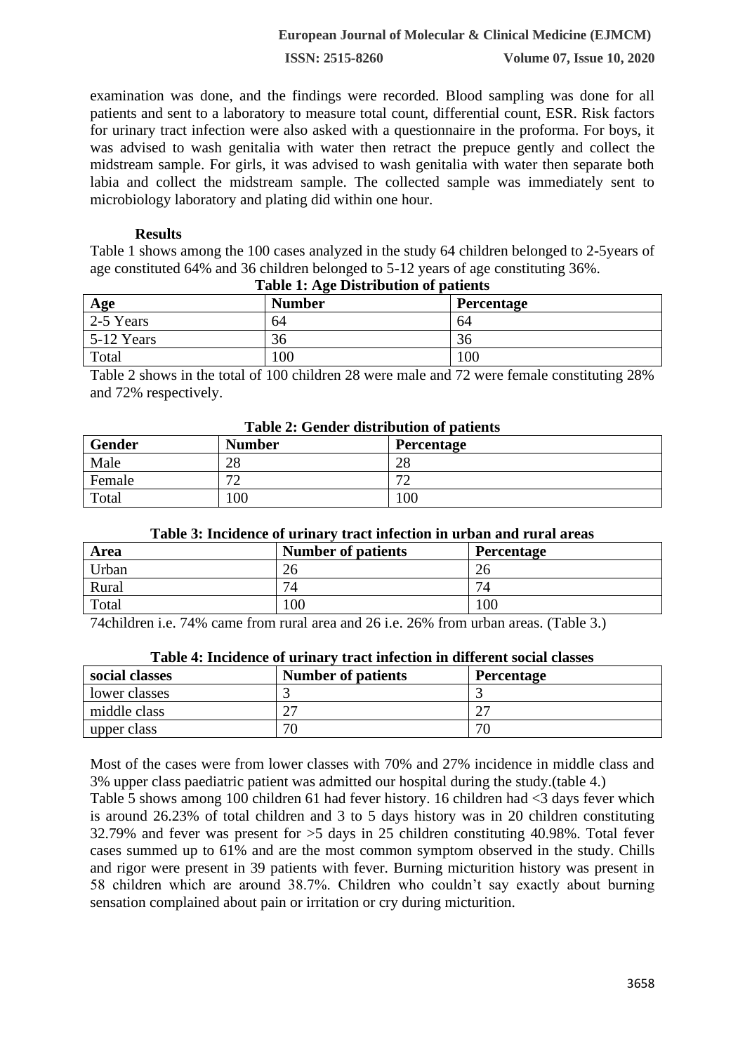examination was done, and the findings were recorded. Blood sampling was done for all patients and sent to a laboratory to measure total count, differential count, ESR. Risk factors for urinary tract infection were also asked with a questionnaire in the proforma. For boys, it was advised to wash genitalia with water then retract the prepuce gently and collect the midstream sample. For girls, it was advised to wash genitalia with water then separate both labia and collect the midstream sample. The collected sample was immediately sent to microbiology laboratory and plating did within one hour.

## Results

Table 1 shows among the 100 cases analyzed in the study 64 children belonged to 2-5years of age constituted 64% and 36 children belonged to 5-12 years of age constituting 36%.

**Table 1: Age Distribution of patients**

| Age | Number | Percentage |
|---|---|---|
| 2-5 Years | 64 | 64 |
| 5-12 Years | 36 | 36 |
| Total | 100 | 100 |

Table 2 shows in the total of 100 children 28 were male and 72 were female constituting 28% and 72% respectively.

**Table 2: Gender distribution of patients**

| Gender | Number | Percentage |
|---|---|---|
| Male | 28 | 28 |
| Female | 72 | 72 |
| Total | 100 | 100 |

**Table 3: Incidence of urinary tract infection in urban and rural areas**

| Area | Number of patients | Percentage |
|---|---|---|
| Urban | 26 | 26 |
| Rural | 74 | 74 |
| Total | 100 | 100 |

74children i.e. 74% came from rural area and 26 i.e. 26% from urban areas. (Table 3.)

**Table 4: Incidence of urinary tract infection in different social classes**

| social classes | Number of patients | Percentage |
|---|---|---|
| lower classes | 3 | 3 |
| middle class | 27 | 27 |
| upper class | 70 | 70 |

Most of the cases were from lower classes with 70% and 27% incidence in middle class and 3% upper class paediatric patient was admitted our hospital during the study.(table 4.)

Table 5 shows among 100 children 61 had fever history. 16 children had <3 days fever which is around 26.23% of total children and 3 to 5 days history was in 20 children constituting 32.79% and fever was present for >5 days in 25 children constituting 40.98%. Total fever cases summed up to 61% and are the most common symptom observed in the study. Chills and rigor were present in 39 patients with fever. Burning micturition history was present in 58 children which are around 38.7%. Children who couldn't say exactly about burning sensation complained about pain or irritation or cry during micturition.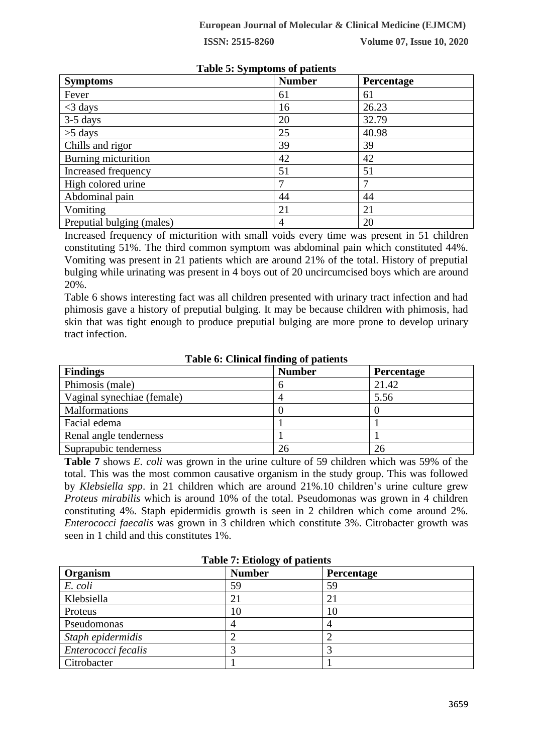**Table 5: Symptoms of patients**

| Symptoms | Number | Percentage |
|---|---|---|
| Fever | 61 | 61 |
| <3 days | 16 | 26.23 |
| 3-5 days | 20 | 32.79 |
| >5 days | 25 | 40.98 |
| Chills and rigor | 39 | 39 |
| Burning micturition | 42 | 42 |
| Increased frequency | 51 | 51 |
| High colored urine | 7 | 7 |
| Abdominal pain | 44 | 44 |
| Vomiting | 21 | 21 |
| Preputial bulging (males) | 4 | 20 |

Increased frequency of micturition with small voids every time was present in 51 children constituting 51%. The third common symptom was abdominal pain which constituted 44%. Vomiting was present in 21 patients which are around 21% of the total. History of preputial bulging while urinating was present in 4 boys out of 20 uncircumcised boys which are around 20%.

Table 6 shows interesting fact was all children presented with urinary tract infection and had phimosis gave a history of preputial bulging. It may be because children with phimosis, had skin that was tight enough to produce preputial bulging are more prone to develop urinary tract infection.

**Table 6: Clinical finding of patients**

| Findings | Number | Percentage |
|---|---|---|
| Phimosis (male) | 6 | 21.42 |
| Vaginal synechiae (female) | 4 | 5.56 |
| Malformations | 0 | 0 |
| Facial edema | 1 | 1 |
| Renal angle tenderness | 1 | 1 |
| Suprapubic tenderness | 26 | 26 |

**Table 7** shows *E. coli* was grown in the urine culture of 59 children which was 59% of the total. This was the most common causative organism in the study group. This was followed by *Klebsiella spp*. in 21 children which are around 21%.10 children's urine culture grew *Proteus mirabilis* which is around 10% of the total. Pseudomonas was grown in 4 children constituting 4%. Staph epidermidis growth is seen in 2 children which come around 2%. *Enterococci faecalis* was grown in 3 children which constitute 3%. Citrobacter growth was seen in 1 child and this constitutes 1%.

**Table 7: Etiology of patients**

| Organism | Number | Percentage |
|---|---|---|
| *E. coli* | 59 | 59 |
| Klebsiella | 21 | 21 |
| Proteus | 10 | 10 |
| Pseudomonas | 4 | 4 |
| *Staph epidermidis* | 2 | 2 |
| *Enterococci fecalis* | 3 | 3 |
| Citrobacter | 1 | 1 |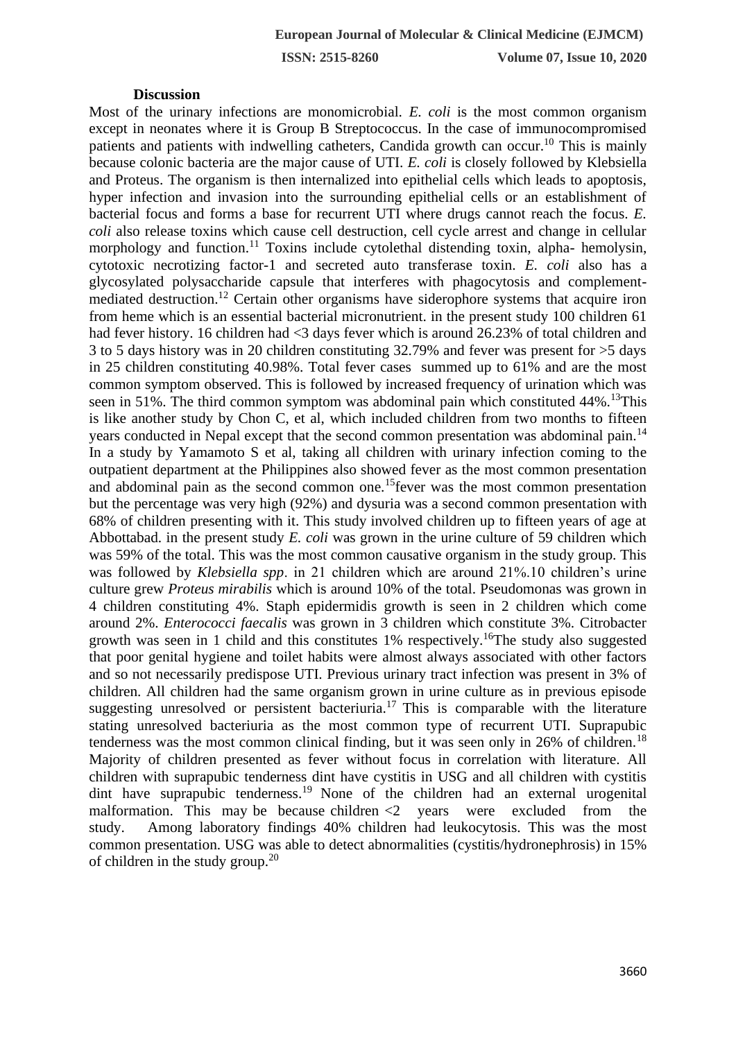## Discussion

Most of the urinary infections are monomicrobial. *E. coli* is the most common organism except in neonates where it is Group B Streptococcus. In the case of immunocompromised patients and patients with indwelling catheters, Candida growth can occur.[10] This is mainly because colonic bacteria are the major cause of UTI. *E. coli* is closely followed by Klebsiella and Proteus. The organism is then internalized into epithelial cells which leads to apoptosis, hyper infection and invasion into the surrounding epithelial cells or an establishment of bacterial focus and forms a base for recurrent UTI where drugs cannot reach the focus. *E. coli* also release toxins which cause cell destruction, cell cycle arrest and change in cellular morphology and function.[11] Toxins include cytolethal distending toxin, alpha- hemolysin, cytotoxic necrotizing factor-1 and secreted auto transferase toxin. *E. coli* also has a glycosylated polysaccharide capsule that interferes with phagocytosis and complement-mediated destruction.[12] Certain other organisms have siderophore systems that acquire iron from heme which is an essential bacterial micronutrient. in the present study 100 children 61 had fever history. 16 children had <3 days fever which is around 26.23% of total children and 3 to 5 days history was in 20 children constituting 32.79% and fever was present for >5 days in 25 children constituting 40.98%. Total fever cases summed up to 61% and are the most common symptom observed. This is followed by increased frequency of urination which was seen in 51%. The third common symptom was abdominal pain which constituted 44%.[13]This is like another study by Chon C, et al, which included children from two months to fifteen years conducted in Nepal except that the second common presentation was abdominal pain.[14] In a study by Yamamoto S et al, taking all children with urinary infection coming to the outpatient department at the Philippines also showed fever as the most common presentation and abdominal pain as the second common one.[15]fever was the most common presentation but the percentage was very high (92%) and dysuria was a second common presentation with 68% of children presenting with it. This study involved children up to fifteen years of age at Abbottabad. in the present study *E. coli* was grown in the urine culture of 59 children which was 59% of the total. This was the most common causative organism in the study group. This was followed by *Klebsiella spp*. in 21 children which are around 21%.10 children's urine culture grew *Proteus mirabilis* which is around 10% of the total. Pseudomonas was grown in 4 children constituting 4%. Staph epidermidis growth is seen in 2 children which come around 2%. *Enterococci faecalis* was grown in 3 children which constitute 3%. Citrobacter growth was seen in 1 child and this constitutes 1% respectively.[16]The study also suggested that poor genital hygiene and toilet habits were almost always associated with other factors and so not necessarily predispose UTI. Previous urinary tract infection was present in 3% of children. All children had the same organism grown in urine culture as in previous episode suggesting unresolved or persistent bacteriuria.[17] This is comparable with the literature stating unresolved bacteriuria as the most common type of recurrent UTI. Suprapubic tenderness was the most common clinical finding, but it was seen only in 26% of children.[18] Majority of children presented as fever without focus in correlation with literature. All children with suprapubic tenderness dint have cystitis in USG and all children with cystitis dint have suprapubic tenderness.[19] None of the children had an external urogenital malformation. This may be because children <2 years were excluded from the study. Among laboratory findings 40% children had leukocytosis. This was the most common presentation. USG was able to detect abnormalities (cystitis/hydronephrosis) in 15% of children in the study group.[20]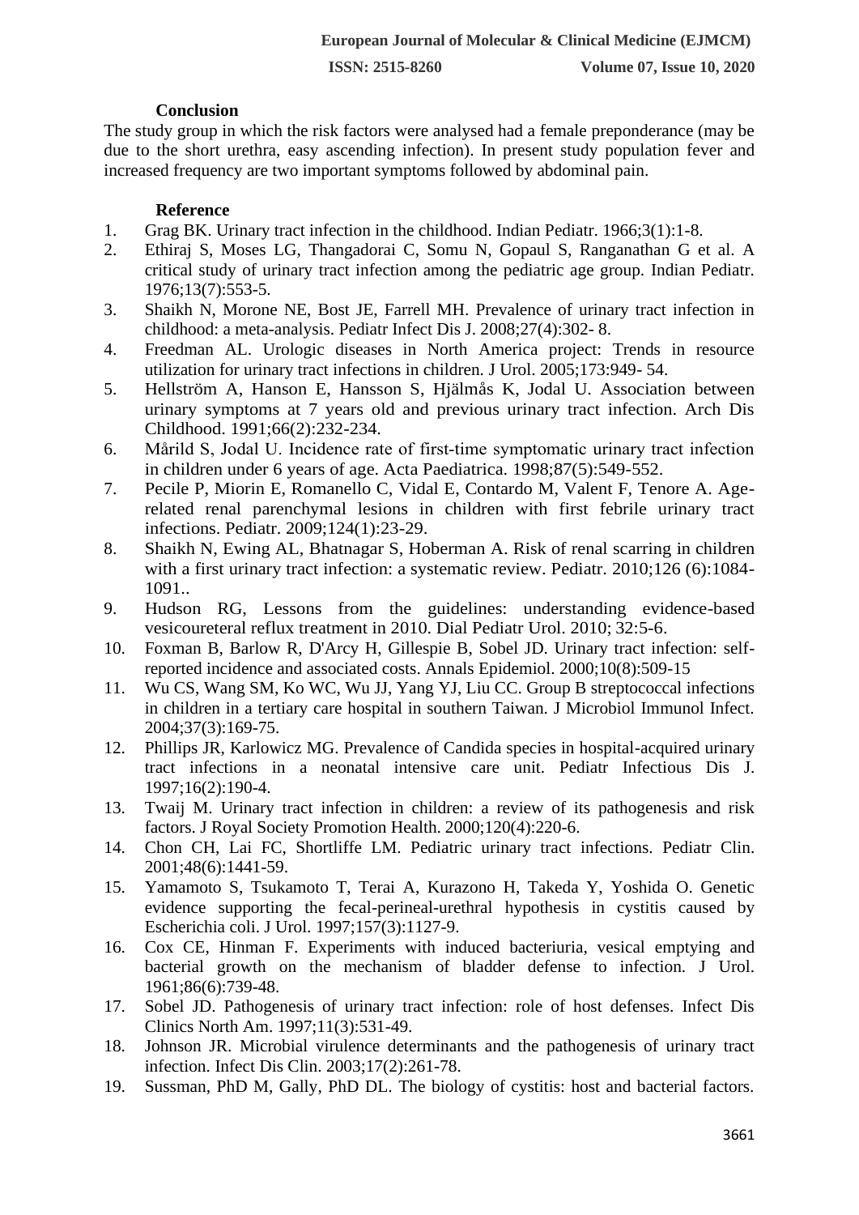## Conclusion

The study group in which the risk factors were analysed had a female preponderance (may be due to the short urethra, easy ascending infection). In present study population fever and increased frequency are two important symptoms followed by abdominal pain.

## Reference

1. Grag BK. Urinary tract infection in the childhood. Indian Pediatr. 1966;3(1):1-8.
2. Ethiraj S, Moses LG, Thangadorai C, Somu N, Gopaul S, Ranganathan G et al. A critical study of urinary tract infection among the pediatric age group. Indian Pediatr. 1976;13(7):553-5.
3. Shaikh N, Morone NE, Bost JE, Farrell MH. Prevalence of urinary tract infection in childhood: a meta-analysis. Pediatr Infect Dis J. 2008;27(4):302- 8.
4. Freedman AL. Urologic diseases in North America project: Trends in resource utilization for urinary tract infections in children. J Urol. 2005;173:949- 54.
5. Hellström A, Hanson E, Hansson S, Hjälmås K, Jodal U. Association between urinary symptoms at 7 years old and previous urinary tract infection. Arch Dis Childhood. 1991;66(2):232-234.
6. Mårild S, Jodal U. Incidence rate of first-time symptomatic urinary tract infection in children under 6 years of age. Acta Paediatrica. 1998;87(5):549-552.
7. Pecile P, Miorin E, Romanello C, Vidal E, Contardo M, Valent F, Tenore A. Age-related renal parenchymal lesions in children with first febrile urinary tract infections. Pediatr. 2009;124(1):23-29.
8. Shaikh N, Ewing AL, Bhatnagar S, Hoberman A. Risk of renal scarring in children with a first urinary tract infection: a systematic review. Pediatr. 2010;126 (6):1084-1091..
9. Hudson RG, Lessons from the guidelines: understanding evidence-based vesicoureteral reflux treatment in 2010. Dial Pediatr Urol. 2010; 32:5-6.
10. Foxman B, Barlow R, D'Arcy H, Gillespie B, Sobel JD. Urinary tract infection: self-reported incidence and associated costs. Annals Epidemiol. 2000;10(8):509-15
11. Wu CS, Wang SM, Ko WC, Wu JJ, Yang YJ, Liu CC. Group B streptococcal infections in children in a tertiary care hospital in southern Taiwan. J Microbiol Immunol Infect. 2004;37(3):169-75.
12. Phillips JR, Karlowicz MG. Prevalence of Candida species in hospital-acquired urinary tract infections in a neonatal intensive care unit. Pediatr Infectious Dis J. 1997;16(2):190-4.
13. Twaij M. Urinary tract infection in children: a review of its pathogenesis and risk factors. J Royal Society Promotion Health. 2000;120(4):220-6.
14. Chon CH, Lai FC, Shortliffe LM. Pediatric urinary tract infections. Pediatr Clin. 2001;48(6):1441-59.
15. Yamamoto S, Tsukamoto T, Terai A, Kurazono H, Takeda Y, Yoshida O. Genetic evidence supporting the fecal-perineal-urethral hypothesis in cystitis caused by Escherichia coli. J Urol. 1997;157(3):1127-9.
16. Cox CE, Hinman F. Experiments with induced bacteriuria, vesical emptying and bacterial growth on the mechanism of bladder defense to infection. J Urol. 1961;86(6):739-48.
17. Sobel JD. Pathogenesis of urinary tract infection: role of host defenses. Infect Dis Clinics North Am. 1997;11(3):531-49.
18. Johnson JR. Microbial virulence determinants and the pathogenesis of urinary tract infection. Infect Dis Clin. 2003;17(2):261-78.
19. Sussman, PhD M, Gally, PhD DL. The biology of cystitis: host and bacterial factors.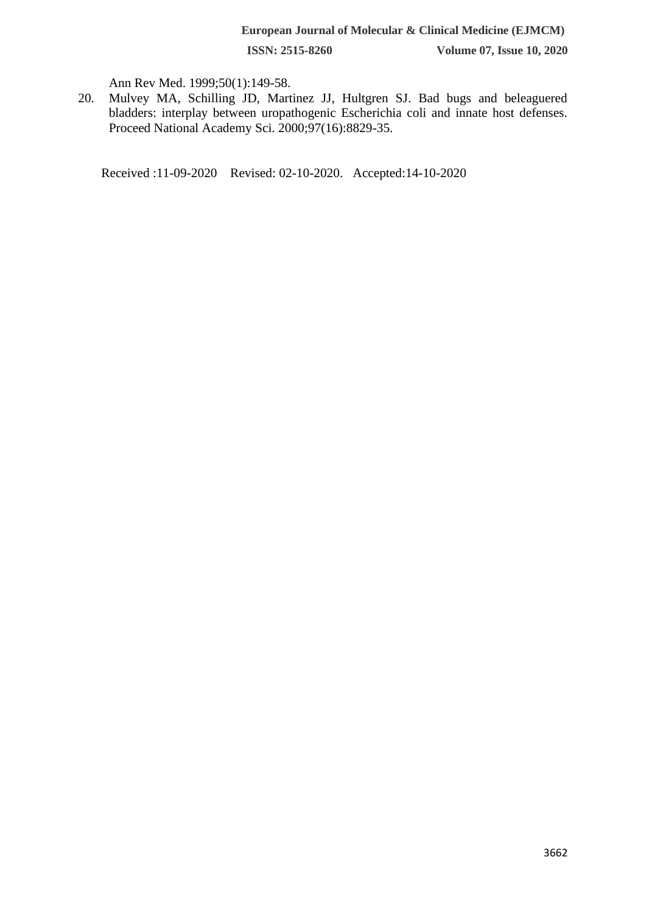Ann Rev Med. 1999;50(1):149-58.

20. Mulvey MA, Schilling JD, Martinez JJ, Hultgren SJ. Bad bugs and beleaguered bladders: interplay between uropathogenic Escherichia coli and innate host defenses. Proceed National Academy Sci. 2000;97(16):8829-35.

Received :11-09-2020 Revised: 02-10-2020. Accepted:14-10-2020